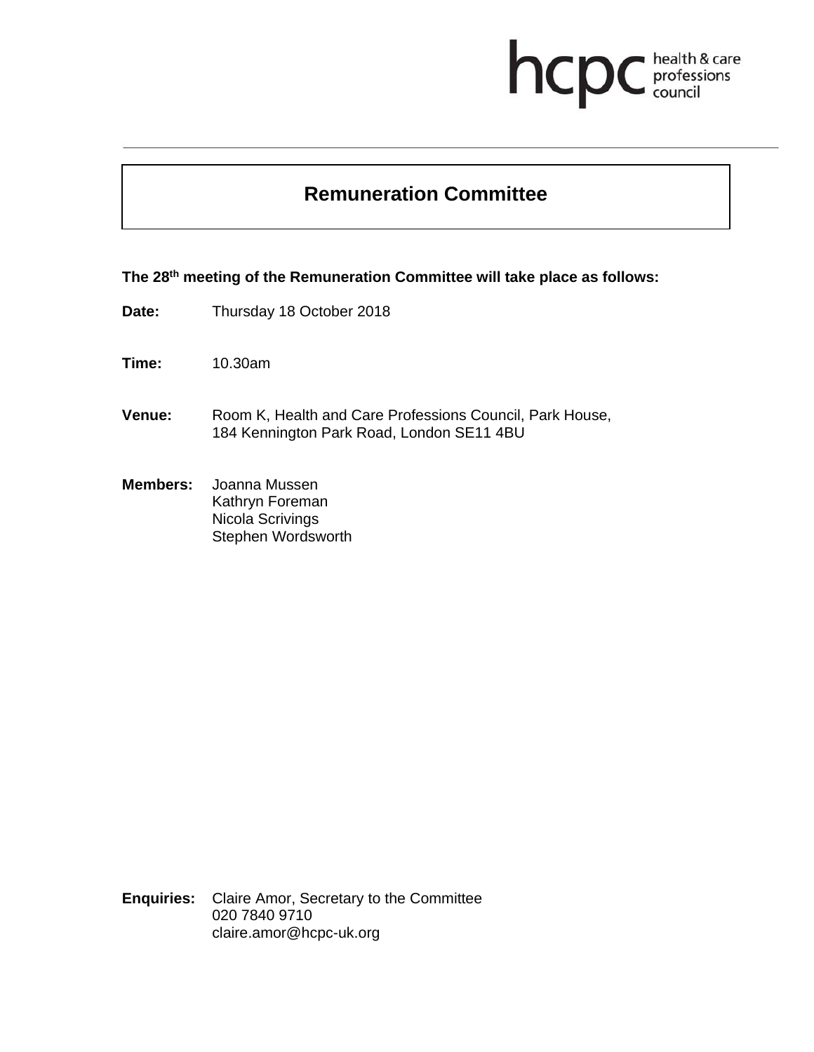hcpc health & care professions council

# Remuneration Committee

**The 28th meeting of the Remuneration Committee will take place as follows:**

**Date:** Thursday 18 October 2018

**Time:** 10.30am

**Venue:** Room K, Health and Care Professions Council, Park House, 184 Kennington Park Road, London SE11 4BU

**Members:** Joanna Mussen
Kathryn Foreman
Nicola Scrivings
Stephen Wordsworth

**Enquiries:** Claire Amor, Secretary to the Committee
020 7840 9710
claire.amor@hcpc-uk.org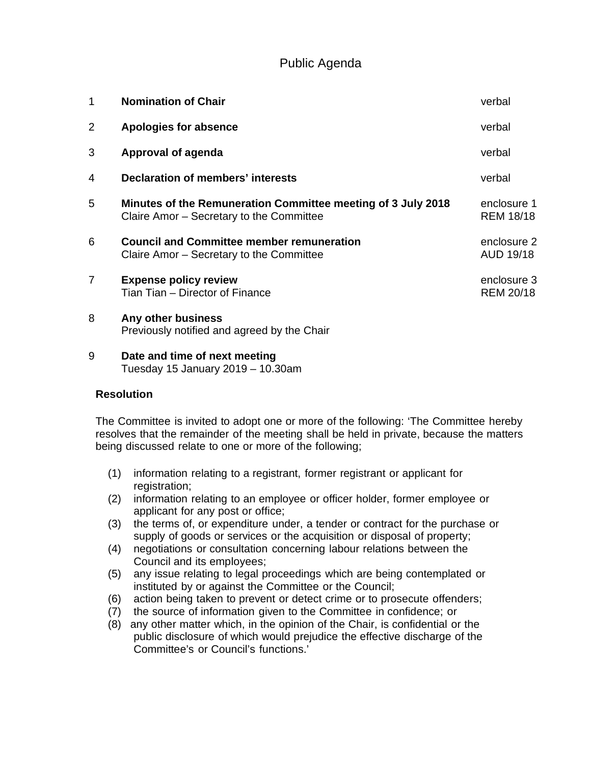# Public Agenda

| | | |
|---|---|---|
| 1 | **Nomination of Chair** | verbal |
| 2 | **Apologies for absence** | verbal |
| 3 | **Approval of agenda** | verbal |
| 4 | **Declaration of members' interests** | verbal |
| 5 | **Minutes of the Remuneration Committee meeting of 3 July 2018**<br>Claire Amor – Secretary to the Committee | enclosure 1<br>REM 18/18 |
| 6 | **Council and Committee member remuneration**<br>Claire Amor – Secretary to the Committee | enclosure 2<br>AUD 19/18 |
| 7 | **Expense policy review**<br>Tian Tian – Director of Finance | enclosure 3<br>REM 20/18 |
| 8 | **Any other business**<br>Previously notified and agreed by the Chair | |
| 9 | **Date and time of next meeting**<br>Tuesday 15 January 2019 – 10.30am | |

**Resolution**

The Committee is invited to adopt one or more of the following: 'The Committee hereby resolves that the remainder of the meeting shall be held in private, because the matters being discussed relate to one or more of the following;

(1) information relating to a registrant, former registrant or applicant for registration;
(2) information relating to an employee or officer holder, former employee or applicant for any post or office;
(3) the terms of, or expenditure under, a tender or contract for the purchase or supply of goods or services or the acquisition or disposal of property;
(4) negotiations or consultation concerning labour relations between the Council and its employees;
(5) any issue relating to legal proceedings which are being contemplated or instituted by or against the Committee or the Council;
(6) action being taken to prevent or detect crime or to prosecute offenders;
(7) the source of information given to the Committee in confidence; or
(8) any other matter which, in the opinion of the Chair, is confidential or the public disclosure of which would prejudice the effective discharge of the Committee's or Council's functions.'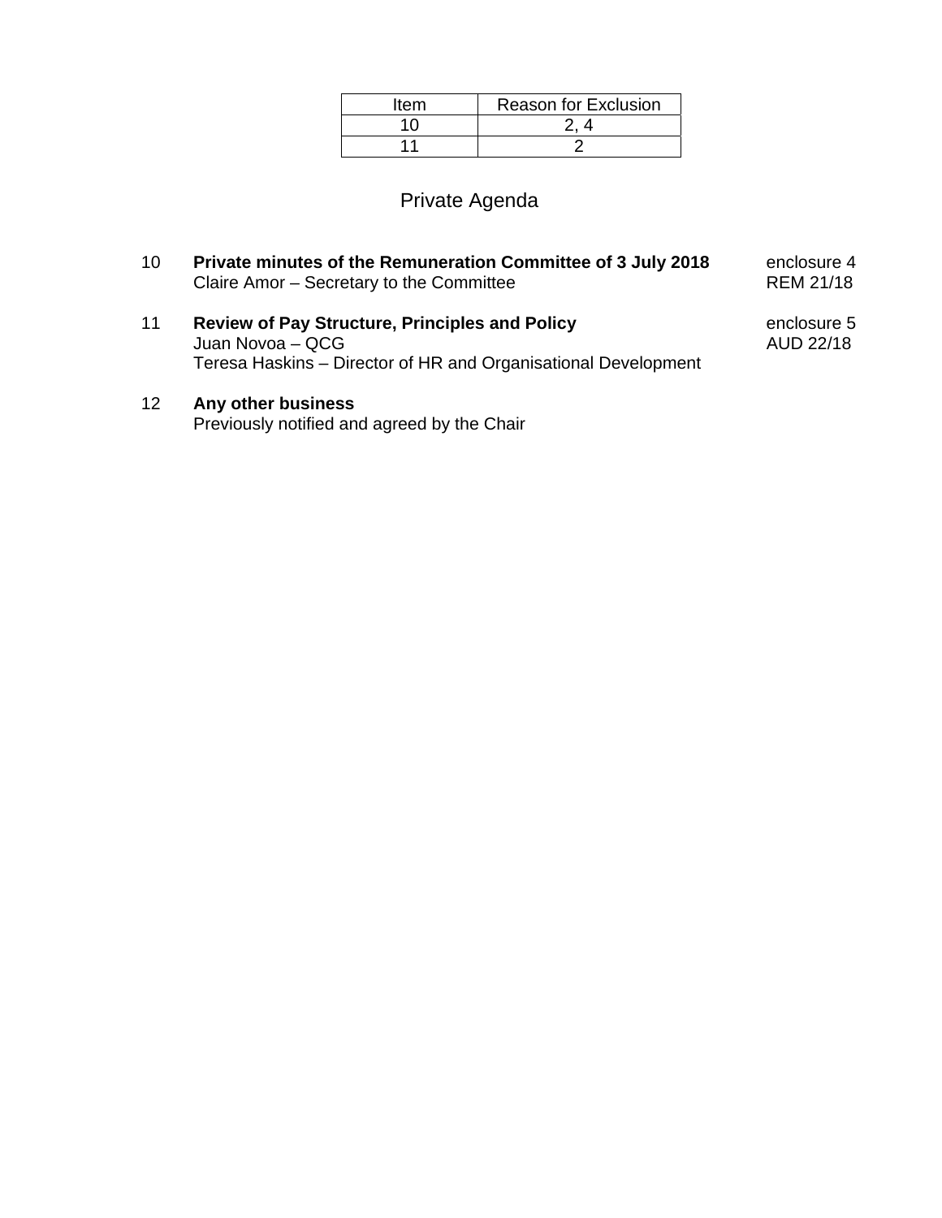| Item | Reason for Exclusion |
|---|---|
| 10 | 2, 4 |
| 11 | 2 |

## Private Agenda

10 **Private minutes of the Remuneration Committee of 3 July 2018** — enclosure 4, REM 21/18
Claire Amor – Secretary to the Committee

11 **Review of Pay Structure, Principles and Policy** — enclosure 5, AUD 22/18
Juan Novoa – QCG
Teresa Haskins – Director of HR and Organisational Development

12 **Any other business**
Previously notified and agreed by the Chair